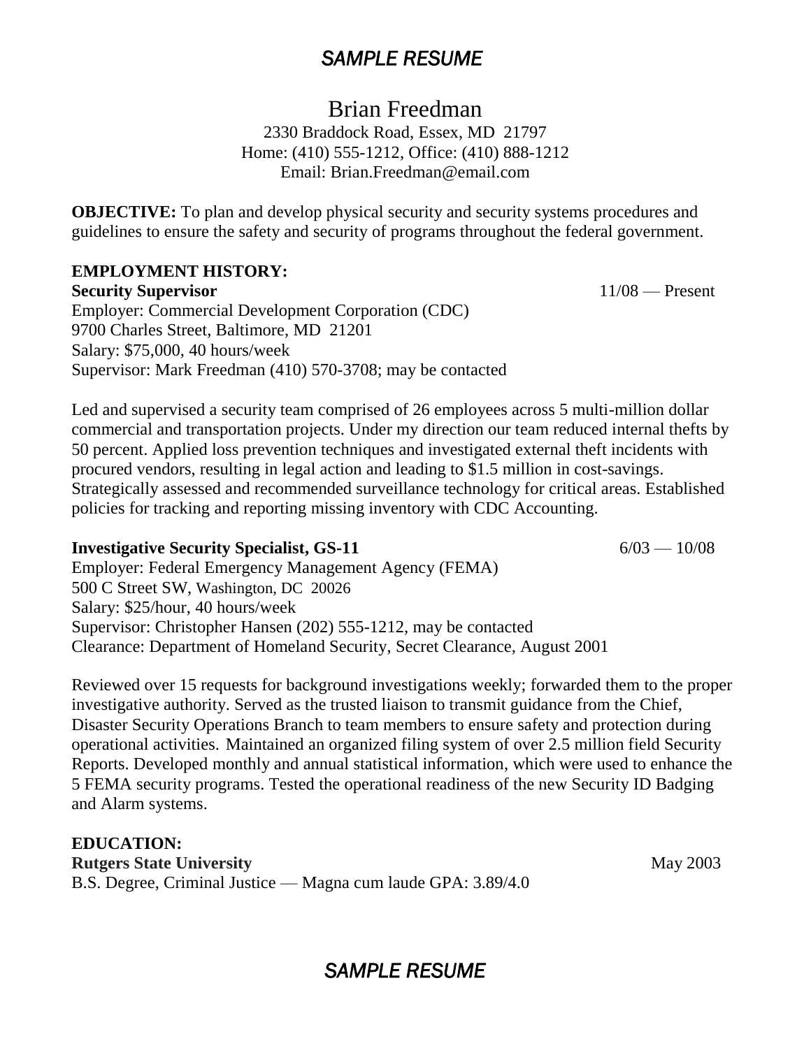*SAMPLE RESUME*

# Brian Freedman

2330 Braddock Road, Essex, MD 21797
Home: (410) 555-1212, Office: (410) 888-1212
Email: Brian.Freedman@email.com

**OBJECTIVE:** To plan and develop physical security and security systems procedures and guidelines to ensure the safety and security of programs throughout the federal government.

## EMPLOYMENT HISTORY:

**Security Supervisor** 11/08 — Present
Employer: Commercial Development Corporation (CDC)
9700 Charles Street, Baltimore, MD 21201
Salary: $75,000, 40 hours/week
Supervisor: Mark Freedman (410) 570-3708; may be contacted

Led and supervised a security team comprised of 26 employees across 5 multi-million dollar commercial and transportation projects. Under my direction our team reduced internal thefts by 50 percent. Applied loss prevention techniques and investigated external theft incidents with procured vendors, resulting in legal action and leading to $1.5 million in cost-savings. Strategically assessed and recommended surveillance technology for critical areas. Established policies for tracking and reporting missing inventory with CDC Accounting.

**Investigative Security Specialist, GS-11** 6/03 — 10/08
Employer: Federal Emergency Management Agency (FEMA)
500 C Street SW, Washington, DC 20026
Salary: $25/hour, 40 hours/week
Supervisor: Christopher Hansen (202) 555-1212, may be contacted
Clearance: Department of Homeland Security, Secret Clearance, August 2001

Reviewed over 15 requests for background investigations weekly; forwarded them to the proper investigative authority. Served as the trusted liaison to transmit guidance from the Chief, Disaster Security Operations Branch to team members to ensure safety and protection during operational activities. Maintained an organized filing system of over 2.5 million field Security Reports. Developed monthly and annual statistical information, which were used to enhance the 5 FEMA security programs. Tested the operational readiness of the new Security ID Badging and Alarm systems.

## EDUCATION:

**Rutgers State University** May 2003
B.S. Degree, Criminal Justice — Magna cum laude GPA: 3.89/4.0

*SAMPLE RESUME*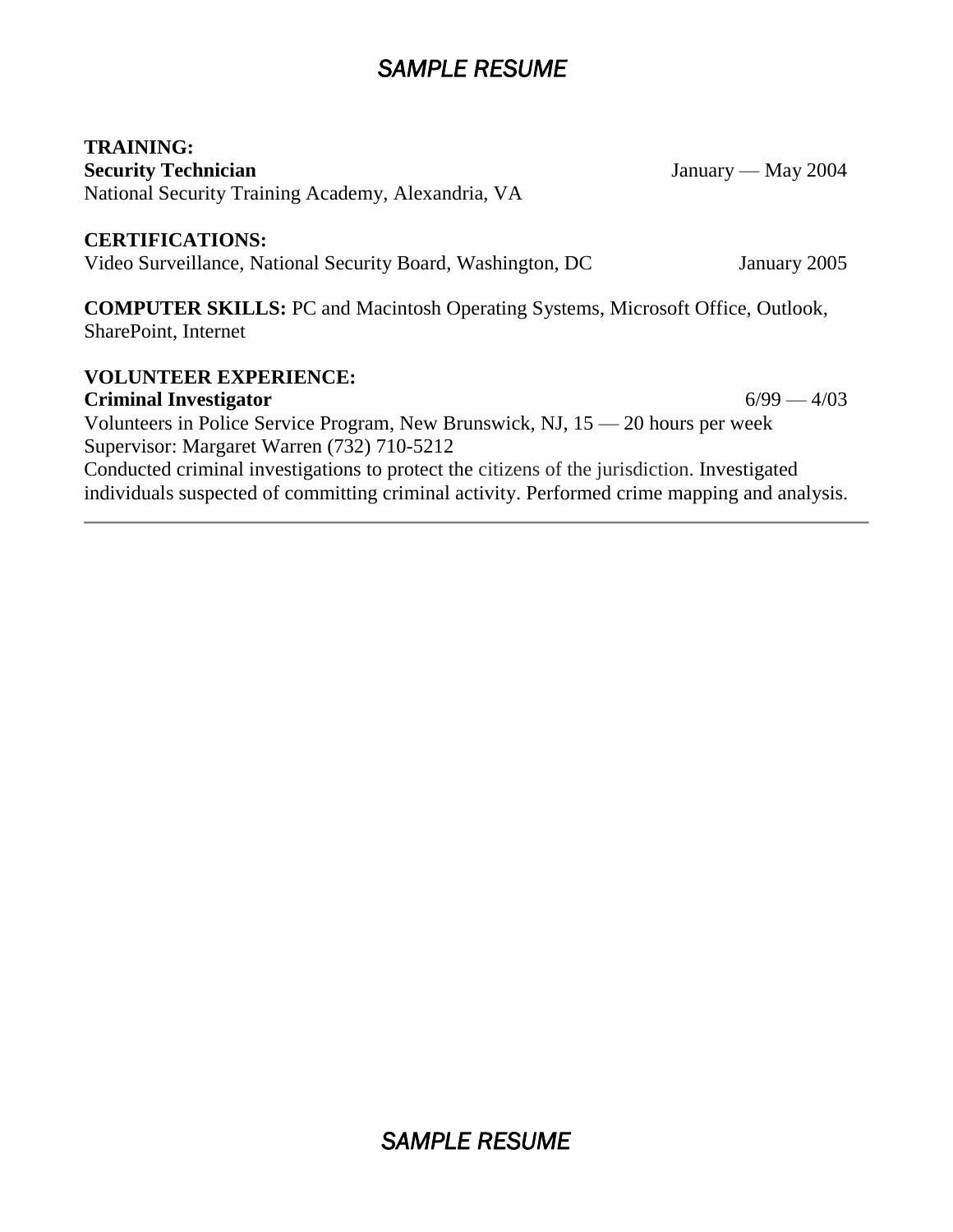**TRAINING:**

**Security Technician** January — May 2004
National Security Training Academy, Alexandria, VA

**CERTIFICATIONS:**

Video Surveillance, National Security Board, Washington, DC January 2005

**COMPUTER SKILLS:** PC and Macintosh Operating Systems, Microsoft Office, Outlook, SharePoint, Internet

**VOLUNTEER EXPERIENCE:**

**Criminal Investigator** 6/99 — 4/03
Volunteers in Police Service Program, New Brunswick, NJ, 15 — 20 hours per week
Supervisor: Margaret Warren (732) 710-5212
Conducted criminal investigations to protect the citizens of the jurisdiction. Investigated individuals suspected of committing criminal activity. Performed crime mapping and analysis.

---